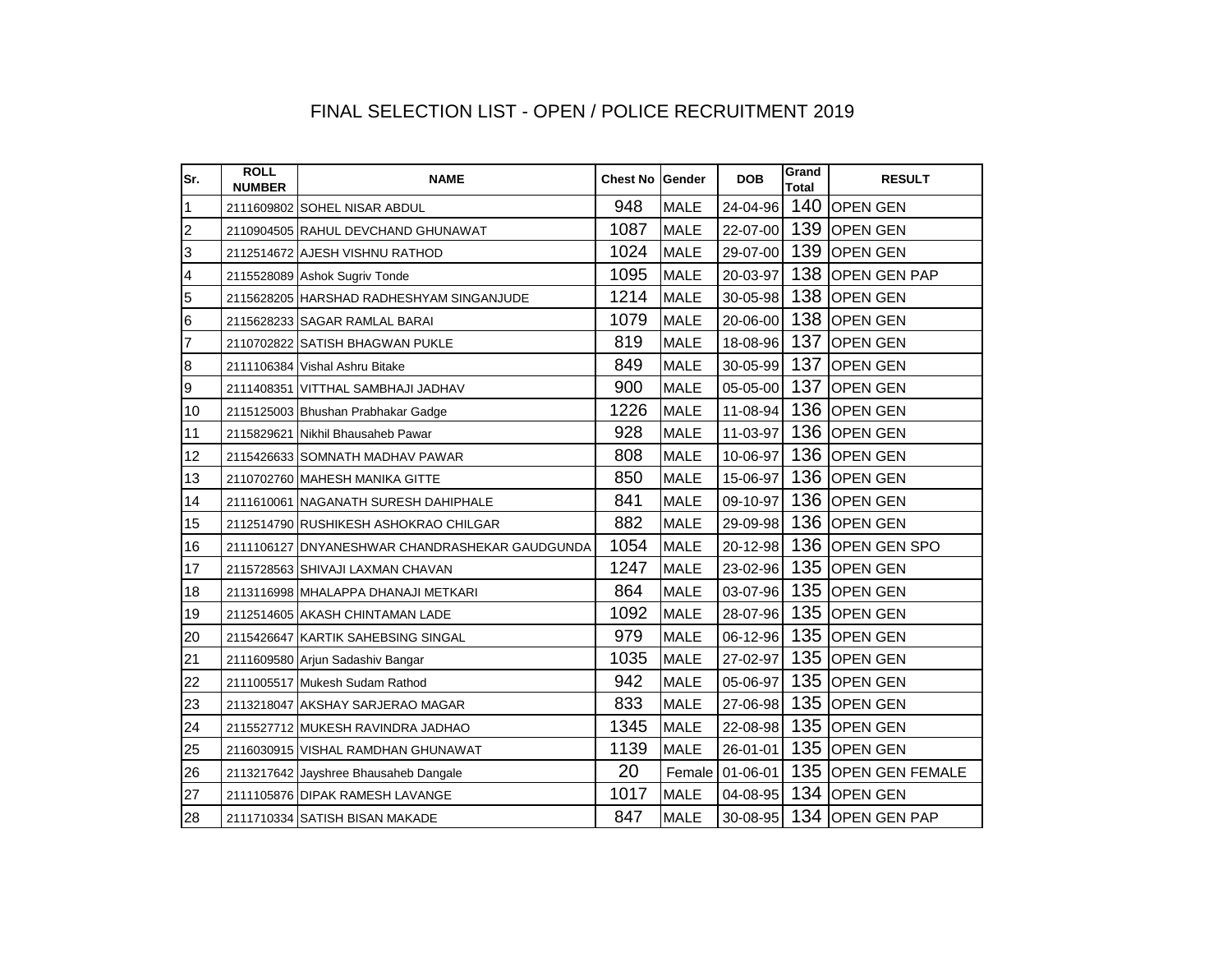# FINAL SELECTION LIST - OPEN / POLICE RECRUITMENT 2019

| Sr. | ROLL NUMBER | NAME | Chest No | Gender | DOB | Grand Total | RESULT |
|---|---|---|---|---|---|---|---|
| 1 | 2111609802 | SOHEL NISAR ABDUL | 948 | MALE | 24-04-96 | 140 | OPEN GEN |
| 2 | 2110904505 | RAHUL DEVCHAND GHUNAWAT | 1087 | MALE | 22-07-00 | 139 | OPEN GEN |
| 3 | 2112514672 | AJESH VISHNU RATHOD | 1024 | MALE | 29-07-00 | 139 | OPEN GEN |
| 4 | 2115528089 | Ashok Sugriv Tonde | 1095 | MALE | 20-03-97 | 138 | OPEN GEN PAP |
| 5 | 2115628205 | HARSHAD RADHESHYAM SINGANJUDE | 1214 | MALE | 30-05-98 | 138 | OPEN GEN |
| 6 | 2115628233 | SAGAR RAMLAL BARAI | 1079 | MALE | 20-06-00 | 138 | OPEN GEN |
| 7 | 2110702822 | SATISH BHAGWAN PUKLE | 819 | MALE | 18-08-96 | 137 | OPEN GEN |
| 8 | 2111106384 | Vishal Ashru Bitake | 849 | MALE | 30-05-99 | 137 | OPEN GEN |
| 9 | 2111408351 | VITTHAL SAMBHAJI JADHAV | 900 | MALE | 05-05-00 | 137 | OPEN GEN |
| 10 | 2115125003 | Bhushan Prabhakar Gadge | 1226 | MALE | 11-08-94 | 136 | OPEN GEN |
| 11 | 2115829621 | Nikhil Bhausaheb Pawar | 928 | MALE | 11-03-97 | 136 | OPEN GEN |
| 12 | 2115426633 | SOMNATH MADHAV PAWAR | 808 | MALE | 10-06-97 | 136 | OPEN GEN |
| 13 | 2110702760 | MAHESH MANIKA GITTE | 850 | MALE | 15-06-97 | 136 | OPEN GEN |
| 14 | 2111610061 | NAGANATH SURESH DAHIPHALE | 841 | MALE | 09-10-97 | 136 | OPEN GEN |
| 15 | 2112514790 | RUSHIKESH ASHOKRAO CHILGAR | 882 | MALE | 29-09-98 | 136 | OPEN GEN |
| 16 | 2111106127 | DNYANESHWAR CHANDRASHEKAR GAUDGUNDA | 1054 | MALE | 20-12-98 | 136 | OPEN GEN SPO |
| 17 | 2115728563 | SHIVAJI LAXMAN CHAVAN | 1247 | MALE | 23-02-96 | 135 | OPEN GEN |
| 18 | 2113116998 | MHALAPPA DHANAJI METKARI | 864 | MALE | 03-07-96 | 135 | OPEN GEN |
| 19 | 2112514605 | AKASH CHINTAMAN LADE | 1092 | MALE | 28-07-96 | 135 | OPEN GEN |
| 20 | 2115426647 | KARTIK SAHEBSING SINGAL | 979 | MALE | 06-12-96 | 135 | OPEN GEN |
| 21 | 2111609580 | Arjun Sadashiv Bangar | 1035 | MALE | 27-02-97 | 135 | OPEN GEN |
| 22 | 2111005517 | Mukesh Sudam Rathod | 942 | MALE | 05-06-97 | 135 | OPEN GEN |
| 23 | 2113218047 | AKSHAY SARJERAO MAGAR | 833 | MALE | 27-06-98 | 135 | OPEN GEN |
| 24 | 2115527712 | MUKESH RAVINDRA JADHAO | 1345 | MALE | 22-08-98 | 135 | OPEN GEN |
| 25 | 2116030915 | VISHAL RAMDHAN GHUNAWAT | 1139 | MALE | 26-01-01 | 135 | OPEN GEN |
| 26 | 2113217642 | Jayshree Bhausaheb Dangale | 20 | Female | 01-06-01 | 135 | OPEN GEN FEMALE |
| 27 | 2111105876 | DIPAK RAMESH LAVANGE | 1017 | MALE | 04-08-95 | 134 | OPEN GEN |
| 28 | 2111710334 | SATISH BISAN MAKADE | 847 | MALE | 30-08-95 | 134 | OPEN GEN PAP |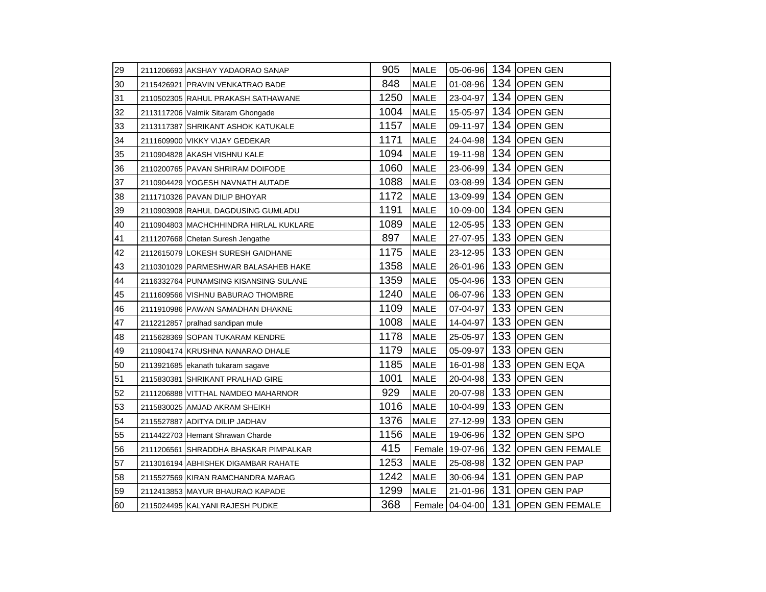| 29 | 2111206693 | AKSHAY YADAORAO SANAP | 905 | MALE | 05-06-96 | 134 | OPEN GEN |
|---|---|---|---|---|---|---|---|
| 30 | 2115426921 | PRAVIN VENKATRAO BADE | 848 | MALE | 01-08-96 | 134 | OPEN GEN |
| 31 | 2110502305 | RAHUL PRAKASH SATHAWANE | 1250 | MALE | 23-04-97 | 134 | OPEN GEN |
| 32 | 2113117206 | Valmik Sitaram Ghongade | 1004 | MALE | 15-05-97 | 134 | OPEN GEN |
| 33 | 2113117387 | SHRIKANT ASHOK KATUKALE | 1157 | MALE | 09-11-97 | 134 | OPEN GEN |
| 34 | 2111609900 | VIKKY VIJAY GEDEKAR | 1171 | MALE | 24-04-98 | 134 | OPEN GEN |
| 35 | 2110904828 | AKASH VISHNU KALE | 1094 | MALE | 19-11-98 | 134 | OPEN GEN |
| 36 | 2110200765 | PAVAN SHRIRAM DOIFODE | 1060 | MALE | 23-06-99 | 134 | OPEN GEN |
| 37 | 2110904429 | YOGESH NAVNATH AUTADE | 1088 | MALE | 03-08-99 | 134 | OPEN GEN |
| 38 | 2111710326 | PAVAN DILIP BHOYAR | 1172 | MALE | 13-09-99 | 134 | OPEN GEN |
| 39 | 2110903908 | RAHUL DAGDUSING GUMLADU | 1191 | MALE | 10-09-00 | 134 | OPEN GEN |
| 40 | 2110904803 | MACHCHHINDRA HIRLAL KUKLARE | 1089 | MALE | 12-05-95 | 133 | OPEN GEN |
| 41 | 2111207668 | Chetan Suresh Jengathe | 897 | MALE | 27-07-95 | 133 | OPEN GEN |
| 42 | 2112615079 | LOKESH SURESH GAIDHANE | 1175 | MALE | 23-12-95 | 133 | OPEN GEN |
| 43 | 2110301029 | PARMESHWAR BALASAHEB HAKE | 1358 | MALE | 26-01-96 | 133 | OPEN GEN |
| 44 | 2116332764 | PUNAMSING KISANSING SULANE | 1359 | MALE | 05-04-96 | 133 | OPEN GEN |
| 45 | 2111609566 | VISHNU BABURAO THOMBRE | 1240 | MALE | 06-07-96 | 133 | OPEN GEN |
| 46 | 2111910986 | PAWAN SAMADHAN DHAKNE | 1109 | MALE | 07-04-97 | 133 | OPEN GEN |
| 47 | 2112212857 | pralhad sandipan mule | 1008 | MALE | 14-04-97 | 133 | OPEN GEN |
| 48 | 2115628369 | SOPAN TUKARAM KENDRE | 1178 | MALE | 25-05-97 | 133 | OPEN GEN |
| 49 | 2110904174 | KRUSHNA NANARAO DHALE | 1179 | MALE | 05-09-97 | 133 | OPEN GEN |
| 50 | 2113921685 | ekanath tukaram sagave | 1185 | MALE | 16-01-98 | 133 | OPEN GEN EQA |
| 51 | 2115830381 | SHRIKANT PRALHAD GIRE | 1001 | MALE | 20-04-98 | 133 | OPEN GEN |
| 52 | 2111206888 | VITTHAL NAMDEO MAHARNOR | 929 | MALE | 20-07-98 | 133 | OPEN GEN |
| 53 | 2115830025 | AMJAD AKRAM SHEIKH | 1016 | MALE | 10-04-99 | 133 | OPEN GEN |
| 54 | 2115527887 | ADITYA DILIP JADHAV | 1376 | MALE | 27-12-99 | 133 | OPEN GEN |
| 55 | 2114422703 | Hemant Shrawan Charde | 1156 | MALE | 19-06-96 | 132 | OPEN GEN SPO |
| 56 | 2111206561 | SHRADDHA BHASKAR PIMPALKAR | 415 | Female | 19-07-96 | 132 | OPEN GEN FEMALE |
| 57 | 2113016194 | ABHISHEK DIGAMBAR RAHATE | 1253 | MALE | 25-08-98 | 132 | OPEN GEN PAP |
| 58 | 2115527569 | KIRAN RAMCHANDRA MARAG | 1242 | MALE | 30-06-94 | 131 | OPEN GEN PAP |
| 59 | 2112413853 | MAYUR BHAURAO KAPADE | 1299 | MALE | 21-01-96 | 131 | OPEN GEN PAP |
| 60 | 2115024495 | KALYANI RAJESH PUDKE | 368 | Female | 04-04-00 | 131 | OPEN GEN FEMALE |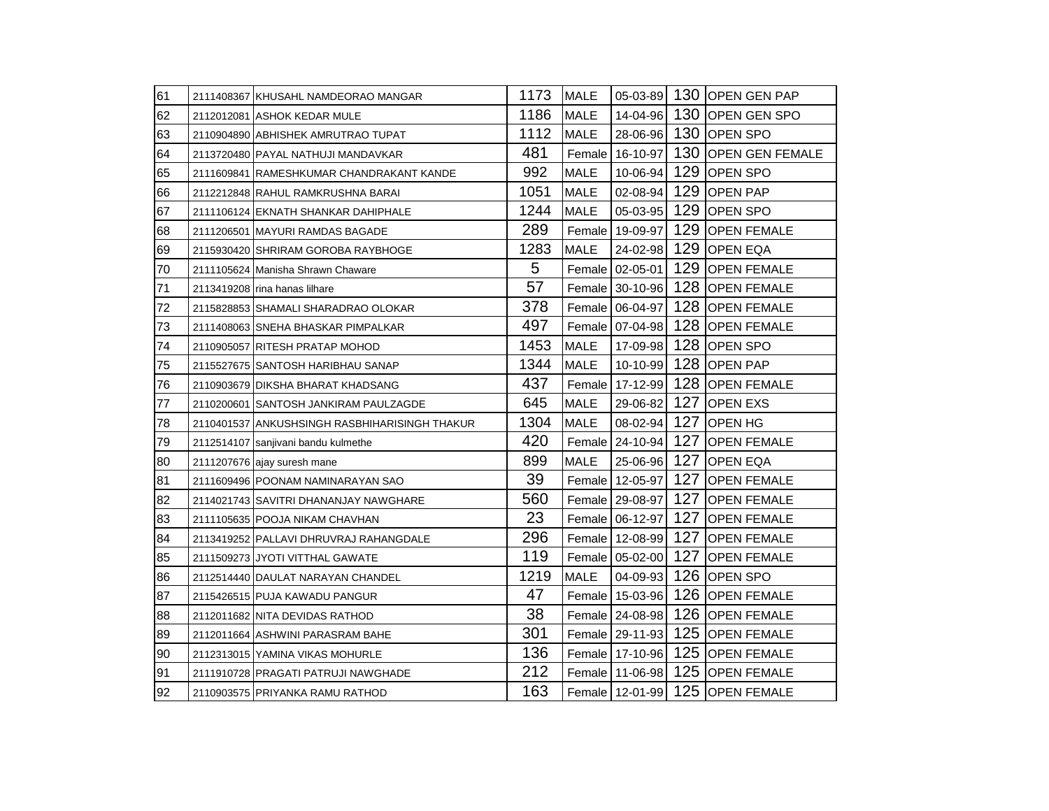| | | | | | | | |
|---|---|---|---|---|---|---|---|
| 61 | 2111408367 | KHUSAHL NAMDEORAO MANGAR | 1173 | MALE | 05-03-89 | 130 | OPEN GEN PAP |
| 62 | 2112012081 | ASHOK KEDAR MULE | 1186 | MALE | 14-04-96 | 130 | OPEN GEN SPO |
| 63 | 2110904890 | ABHISHEK AMRUTRAO TUPAT | 1112 | MALE | 28-06-96 | 130 | OPEN SPO |
| 64 | 2113720480 | PAYAL NATHUJI MANDAVKAR | 481 | Female | 16-10-97 | 130 | OPEN GEN FEMALE |
| 65 | 2111609841 | RAMESHKUMAR CHANDRAKANT KANDE | 992 | MALE | 10-06-94 | 129 | OPEN SPO |
| 66 | 2112212848 | RAHUL RAMKRUSHNA BARAI | 1051 | MALE | 02-08-94 | 129 | OPEN PAP |
| 67 | 2111106124 | EKNATH SHANKAR DAHIPHALE | 1244 | MALE | 05-03-95 | 129 | OPEN SPO |
| 68 | 2111206501 | MAYURI RAMDAS BAGADE | 289 | Female | 19-09-97 | 129 | OPEN FEMALE |
| 69 | 2115930420 | SHRIRAM GOROBA RAYBHOGE | 1283 | MALE | 24-02-98 | 129 | OPEN EQA |
| 70 | 2111105624 | Manisha Shrawn Chaware | 5 | Female | 02-05-01 | 129 | OPEN FEMALE |
| 71 | 2113419208 | rina hanas lilhare | 57 | Female | 30-10-96 | 128 | OPEN FEMALE |
| 72 | 2115828853 | SHAMALI SHARADRAO OLOKAR | 378 | Female | 06-04-97 | 128 | OPEN FEMALE |
| 73 | 2111408063 | SNEHA BHASKAR PIMPALKAR | 497 | Female | 07-04-98 | 128 | OPEN FEMALE |
| 74 | 2110905057 | RITESH PRATAP MOHOD | 1453 | MALE | 17-09-98 | 128 | OPEN SPO |
| 75 | 2115527675 | SANTOSH HARIBHAU SANAP | 1344 | MALE | 10-10-99 | 128 | OPEN PAP |
| 76 | 2110903679 | DIKSHA BHARAT KHADSANG | 437 | Female | 17-12-99 | 128 | OPEN FEMALE |
| 77 | 2110200601 | SANTOSH JANKIRAM PAULZAGDE | 645 | MALE | 29-06-82 | 127 | OPEN EXS |
| 78 | 2110401537 | ANKUSHSINGH RASBHIHARISINGH THAKUR | 1304 | MALE | 08-02-94 | 127 | OPEN HG |
| 79 | 2112514107 | sanjivani bandu kulmethe | 420 | Female | 24-10-94 | 127 | OPEN FEMALE |
| 80 | 2111207676 | ajay suresh mane | 899 | MALE | 25-06-96 | 127 | OPEN EQA |
| 81 | 2111609496 | POONAM NAMINARAYAN SAO | 39 | Female | 12-05-97 | 127 | OPEN FEMALE |
| 82 | 2114021743 | SAVITRI DHANANJAY NAWGHARE | 560 | Female | 29-08-97 | 127 | OPEN FEMALE |
| 83 | 2111105635 | POOJA NIKAM CHAVHAN | 23 | Female | 06-12-97 | 127 | OPEN FEMALE |
| 84 | 2113419252 | PALLAVI DHRUVRAJ RAHANGDALE | 296 | Female | 12-08-99 | 127 | OPEN FEMALE |
| 85 | 2111509273 | JYOTI VITTHAL GAWATE | 119 | Female | 05-02-00 | 127 | OPEN FEMALE |
| 86 | 2112514440 | DAULAT NARAYAN CHANDEL | 1219 | MALE | 04-09-93 | 126 | OPEN SPO |
| 87 | 2115426515 | PUJA KAWADU PANGUR | 47 | Female | 15-03-96 | 126 | OPEN FEMALE |
| 88 | 2112011682 | NITA DEVIDAS RATHOD | 38 | Female | 24-08-98 | 126 | OPEN FEMALE |
| 89 | 2112011664 | ASHWINI PARASRAM BAHE | 301 | Female | 29-11-93 | 125 | OPEN FEMALE |
| 90 | 2112313015 | YAMINA VIKAS MOHURLE | 136 | Female | 17-10-96 | 125 | OPEN FEMALE |
| 91 | 2111910728 | PRAGATI PATRUJI NAWGHADE | 212 | Female | 11-06-98 | 125 | OPEN FEMALE |
| 92 | 2110903575 | PRIYANKA RAMU RATHOD | 163 | Female | 12-01-99 | 125 | OPEN FEMALE |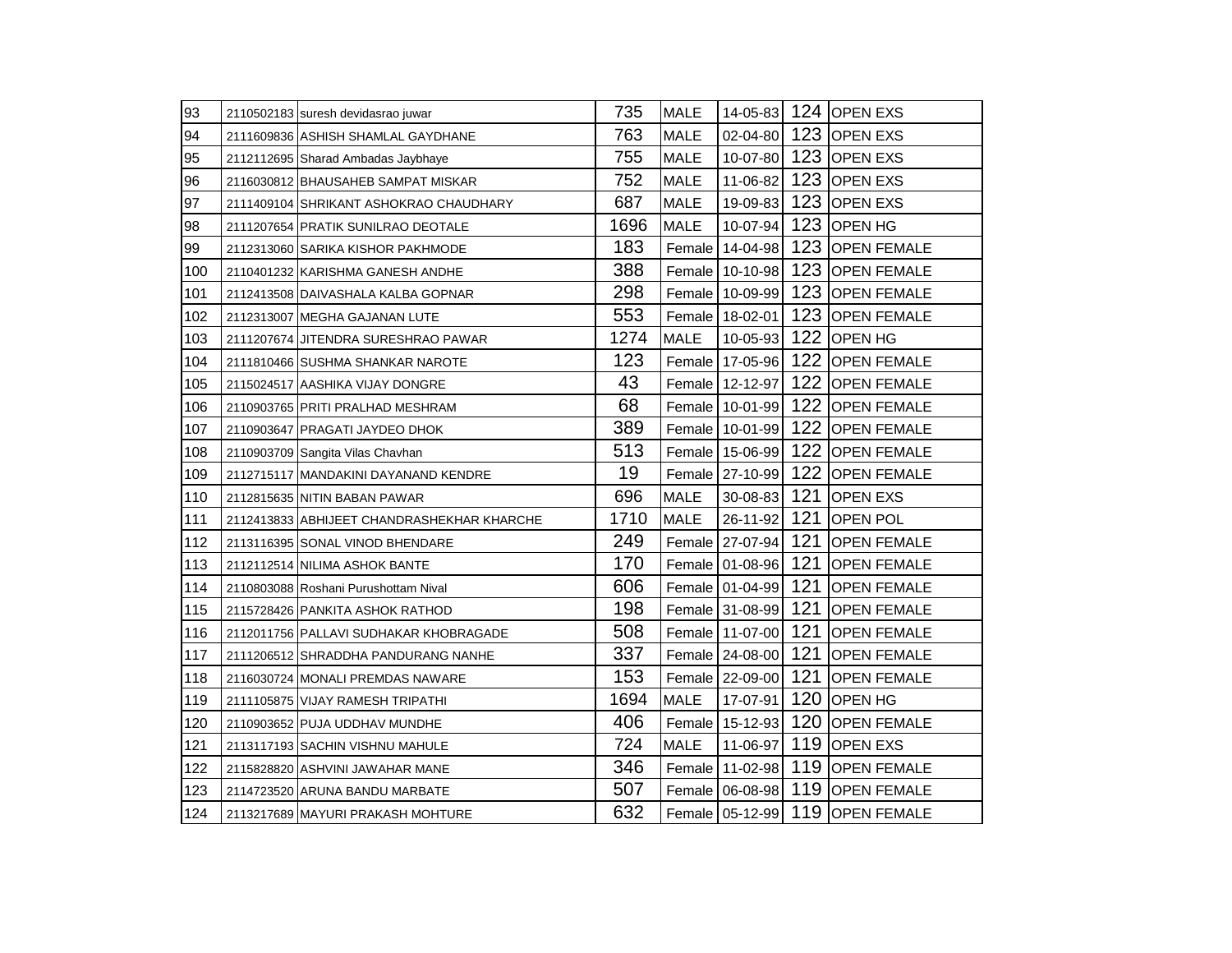| | | | | | | | |
|---|---|---|---|---|---|---|---|
| 93 | 2110502183 | suresh devidasrao juwar | 735 | MALE | 14-05-83 | 124 | OPEN EXS |
| 94 | 2111609836 | ASHISH SHAMLAL GAYDHANE | 763 | MALE | 02-04-80 | 123 | OPEN EXS |
| 95 | 2112112695 | Sharad Ambadas Jaybhaye | 755 | MALE | 10-07-80 | 123 | OPEN EXS |
| 96 | 2116030812 | BHAUSAHEB SAMPAT MISKAR | 752 | MALE | 11-06-82 | 123 | OPEN EXS |
| 97 | 2111409104 | SHRIKANT ASHOKRAO CHAUDHARY | 687 | MALE | 19-09-83 | 123 | OPEN EXS |
| 98 | 2111207654 | PRATIK SUNILRAO DEOTALE | 1696 | MALE | 10-07-94 | 123 | OPEN HG |
| 99 | 2112313060 | SARIKA KISHOR PAKHMODE | 183 | Female | 14-04-98 | 123 | OPEN FEMALE |
| 100 | 2110401232 | KARISHMA GANESH ANDHE | 388 | Female | 10-10-98 | 123 | OPEN FEMALE |
| 101 | 2112413508 | DAIVASHALA KALBA GOPNAR | 298 | Female | 10-09-99 | 123 | OPEN FEMALE |
| 102 | 2112313007 | MEGHA GAJANAN LUTE | 553 | Female | 18-02-01 | 123 | OPEN FEMALE |
| 103 | 2111207674 | JITENDRA SURESHRAO PAWAR | 1274 | MALE | 10-05-93 | 122 | OPEN HG |
| 104 | 2111810466 | SUSHMA SHANKAR NAROTE | 123 | Female | 17-05-96 | 122 | OPEN FEMALE |
| 105 | 2115024517 | AASHIKA VIJAY DONGRE | 43 | Female | 12-12-97 | 122 | OPEN FEMALE |
| 106 | 2110903765 | PRITI PRALHAD MESHRAM | 68 | Female | 10-01-99 | 122 | OPEN FEMALE |
| 107 | 2110903647 | PRAGATI JAYDEO DHOK | 389 | Female | 10-01-99 | 122 | OPEN FEMALE |
| 108 | 2110903709 | Sangita Vilas Chavhan | 513 | Female | 15-06-99 | 122 | OPEN FEMALE |
| 109 | 2112715117 | MANDAKINI DAYANAND KENDRE | 19 | Female | 27-10-99 | 122 | OPEN FEMALE |
| 110 | 2112815635 | NITIN BABAN PAWAR | 696 | MALE | 30-08-83 | 121 | OPEN EXS |
| 111 | 2112413833 | ABHIJEET CHANDRASHEKHAR KHARCHE | 1710 | MALE | 26-11-92 | 121 | OPEN POL |
| 112 | 2113116395 | SONAL VINOD BHENDARE | 249 | Female | 27-07-94 | 121 | OPEN FEMALE |
| 113 | 2112112514 | NILIMA ASHOK BANTE | 170 | Female | 01-08-96 | 121 | OPEN FEMALE |
| 114 | 2110803088 | Roshani Purushottam Nival | 606 | Female | 01-04-99 | 121 | OPEN FEMALE |
| 115 | 2115728426 | PANKITA ASHOK RATHOD | 198 | Female | 31-08-99 | 121 | OPEN FEMALE |
| 116 | 2112011756 | PALLAVI SUDHAKAR KHOBRAGADE | 508 | Female | 11-07-00 | 121 | OPEN FEMALE |
| 117 | 2111206512 | SHRADDHA PANDURANG NANHE | 337 | Female | 24-08-00 | 121 | OPEN FEMALE |
| 118 | 2116030724 | MONALI PREMDAS NAWARE | 153 | Female | 22-09-00 | 121 | OPEN FEMALE |
| 119 | 2111105875 | VIJAY RAMESH TRIPATHI | 1694 | MALE | 17-07-91 | 120 | OPEN HG |
| 120 | 2110903652 | PUJA UDDHAV MUNDHE | 406 | Female | 15-12-93 | 120 | OPEN FEMALE |
| 121 | 2113117193 | SACHIN VISHNU MAHULE | 724 | MALE | 11-06-97 | 119 | OPEN EXS |
| 122 | 2115828820 | ASHVINI JAWAHAR MANE | 346 | Female | 11-02-98 | 119 | OPEN FEMALE |
| 123 | 2114723520 | ARUNA BANDU MARBATE | 507 | Female | 06-08-98 | 119 | OPEN FEMALE |
| 124 | 2113217689 | MAYURI PRAKASH MOHTURE | 632 | Female | 05-12-99 | 119 | OPEN FEMALE |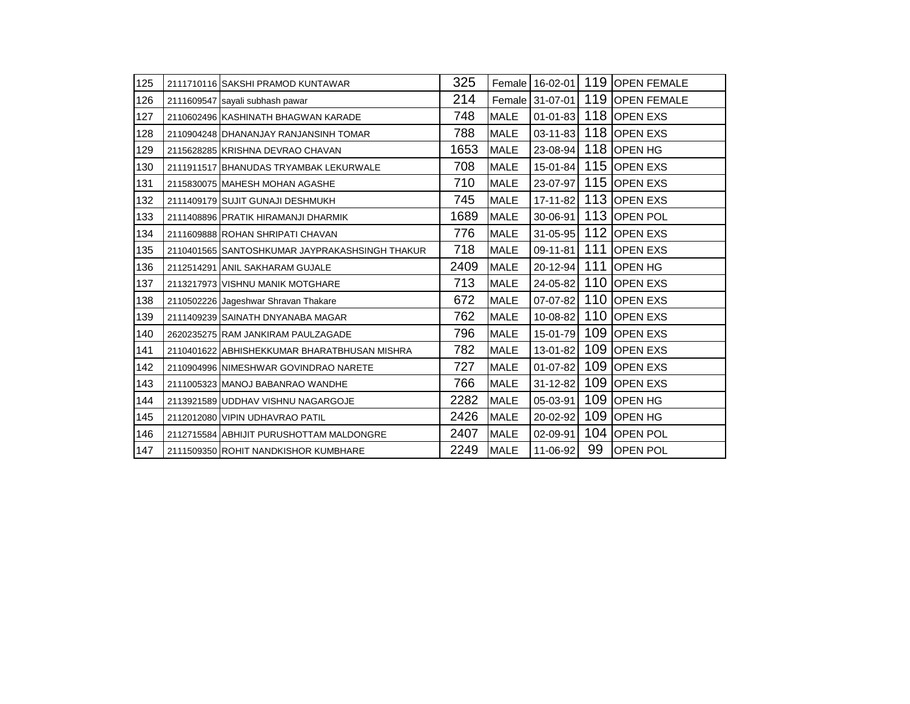| 125 | 2111710116 | SAKSHI PRAMOD KUNTAWAR | 325 | Female | 16-02-01 | 119 | OPEN FEMALE |
|---|---|---|---|---|---|---|---|
| 126 | 2111609547 | sayali subhash pawar | 214 | Female | 31-07-01 | 119 | OPEN FEMALE |
| 127 | 2110602496 | KASHINATH BHAGWAN KARADE | 748 | MALE | 01-01-83 | 118 | OPEN EXS |
| 128 | 2110904248 | DHANANJAY RANJANSINH TOMAR | 788 | MALE | 03-11-83 | 118 | OPEN EXS |
| 129 | 2115628285 | KRISHNA DEVRAO CHAVAN | 1653 | MALE | 23-08-94 | 118 | OPEN HG |
| 130 | 2111911517 | BHANUDAS TRYAMBAK LEKURWALE | 708 | MALE | 15-01-84 | 115 | OPEN EXS |
| 131 | 2115830075 | MAHESH MOHAN AGASHE | 710 | MALE | 23-07-97 | 115 | OPEN EXS |
| 132 | 2111409179 | SUJIT GUNAJI DESHMUKH | 745 | MALE | 17-11-82 | 113 | OPEN EXS |
| 133 | 2111408896 | PRATIK HIRAMANJI DHARMIK | 1689 | MALE | 30-06-91 | 113 | OPEN POL |
| 134 | 2111609888 | ROHAN SHRIPATI CHAVAN | 776 | MALE | 31-05-95 | 112 | OPEN EXS |
| 135 | 2110401565 | SANTOSHKUMAR JAYPRAKASHSINGH THAKUR | 718 | MALE | 09-11-81 | 111 | OPEN EXS |
| 136 | 2112514291 | ANIL SAKHARAM GUJALE | 2409 | MALE | 20-12-94 | 111 | OPEN HG |
| 137 | 2113217973 | VISHNU MANIK MOTGHARE | 713 | MALE | 24-05-82 | 110 | OPEN EXS |
| 138 | 2110502226 | Jageshwar Shravan Thakare | 672 | MALE | 07-07-82 | 110 | OPEN EXS |
| 139 | 2111409239 | SAINATH DNYANABA MAGAR | 762 | MALE | 10-08-82 | 110 | OPEN EXS |
| 140 | 2620235275 | RAM JANKIRAM PAULZAGADE | 796 | MALE | 15-01-79 | 109 | OPEN EXS |
| 141 | 2110401622 | ABHISHEKKUMAR BHARATBHUSAN MISHRA | 782 | MALE | 13-01-82 | 109 | OPEN EXS |
| 142 | 2110904996 | NIMESHWAR GOVINDRAO NARETE | 727 | MALE | 01-07-82 | 109 | OPEN EXS |
| 143 | 2111005323 | MANOJ BABANRAO WANDHE | 766 | MALE | 31-12-82 | 109 | OPEN EXS |
| 144 | 2113921589 | UDDHAV VISHNU NAGARGOJE | 2282 | MALE | 05-03-91 | 109 | OPEN HG |
| 145 | 2112012080 | VIPIN UDHAVRAO PATIL | 2426 | MALE | 20-02-92 | 109 | OPEN HG |
| 146 | 2112715584 | ABHIJIT PURUSHOTTAM MALDONGRE | 2407 | MALE | 02-09-91 | 104 | OPEN POL |
| 147 | 2111509350 | ROHIT NANDKISHOR KUMBHARE | 2249 | MALE | 11-06-92 | 99 | OPEN POL |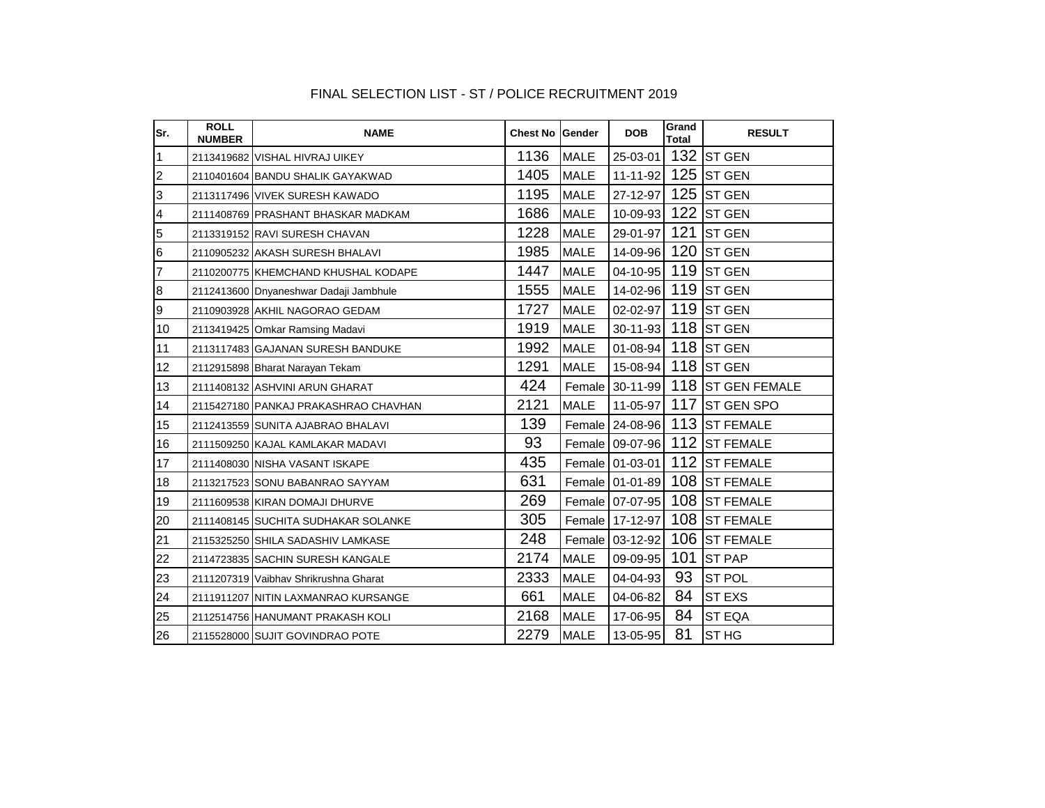FINAL SELECTION LIST - ST / POLICE RECRUITMENT 2019

| Sr. | ROLL NUMBER | NAME | Chest No | Gender | DOB | Grand Total | RESULT |
|---|---|---|---|---|---|---|---|
| 1 | 2113419682 | VISHAL HIVRAJ UIKEY | 1136 | MALE | 25-03-01 | 132 | ST GEN |
| 2 | 2110401604 | BANDU SHALIK GAYAKWAD | 1405 | MALE | 11-11-92 | 125 | ST GEN |
| 3 | 2113117496 | VIVEK SURESH KAWADO | 1195 | MALE | 27-12-97 | 125 | ST GEN |
| 4 | 2111408769 | PRASHANT BHASKAR MADKAM | 1686 | MALE | 10-09-93 | 122 | ST GEN |
| 5 | 2113319152 | RAVI SURESH CHAVAN | 1228 | MALE | 29-01-97 | 121 | ST GEN |
| 6 | 2110905232 | AKASH SURESH BHALAVI | 1985 | MALE | 14-09-96 | 120 | ST GEN |
| 7 | 2110200775 | KHEMCHAND KHUSHAL KODAPE | 1447 | MALE | 04-10-95 | 119 | ST GEN |
| 8 | 2112413600 | Dnyaneshwar Dadaji Jambhule | 1555 | MALE | 14-02-96 | 119 | ST GEN |
| 9 | 2110903928 | AKHIL NAGORAO GEDAM | 1727 | MALE | 02-02-97 | 119 | ST GEN |
| 10 | 2113419425 | Omkar Ramsing Madavi | 1919 | MALE | 30-11-93 | 118 | ST GEN |
| 11 | 2113117483 | GAJANAN SURESH BANDUKE | 1992 | MALE | 01-08-94 | 118 | ST GEN |
| 12 | 2112915898 | Bharat Narayan Tekam | 1291 | MALE | 15-08-94 | 118 | ST GEN |
| 13 | 2111408132 | ASHVINI ARUN GHARAT | 424 | Female | 30-11-99 | 118 | ST GEN FEMALE |
| 14 | 2115427180 | PANKAJ PRAKASHRAO CHAVHAN | 2121 | MALE | 11-05-97 | 117 | ST GEN SPO |
| 15 | 2112413559 | SUNITA AJABRAO BHALAVI | 139 | Female | 24-08-96 | 113 | ST FEMALE |
| 16 | 2111509250 | KAJAL KAMLAKAR MADAVI | 93 | Female | 09-07-96 | 112 | ST FEMALE |
| 17 | 2111408030 | NISHA VASANT ISKAPE | 435 | Female | 01-03-01 | 112 | ST FEMALE |
| 18 | 2113217523 | SONU BABANRAO SAYYAM | 631 | Female | 01-01-89 | 108 | ST FEMALE |
| 19 | 2111609538 | KIRAN DOMAJI DHURVE | 269 | Female | 07-07-95 | 108 | ST FEMALE |
| 20 | 2111408145 | SUCHITA SUDHAKAR SOLANKE | 305 | Female | 17-12-97 | 108 | ST FEMALE |
| 21 | 2115325250 | SHILA SADASHIV LAMKASE | 248 | Female | 03-12-92 | 106 | ST FEMALE |
| 22 | 2114723835 | SACHIN SURESH KANGALE | 2174 | MALE | 09-09-95 | 101 | ST PAP |
| 23 | 2111207319 | Vaibhav Shrikrushna Gharat | 2333 | MALE | 04-04-93 | 93 | ST POL |
| 24 | 2111911207 | NITIN LAXMANRAO KURSANGE | 661 | MALE | 04-06-82 | 84 | ST EXS |
| 25 | 2112514756 | HANUMANT PRAKASH KOLI | 2168 | MALE | 17-06-95 | 84 | ST EQA |
| 26 | 2115528000 | SUJIT GOVINDRAO POTE | 2279 | MALE | 13-05-95 | 81 | ST HG |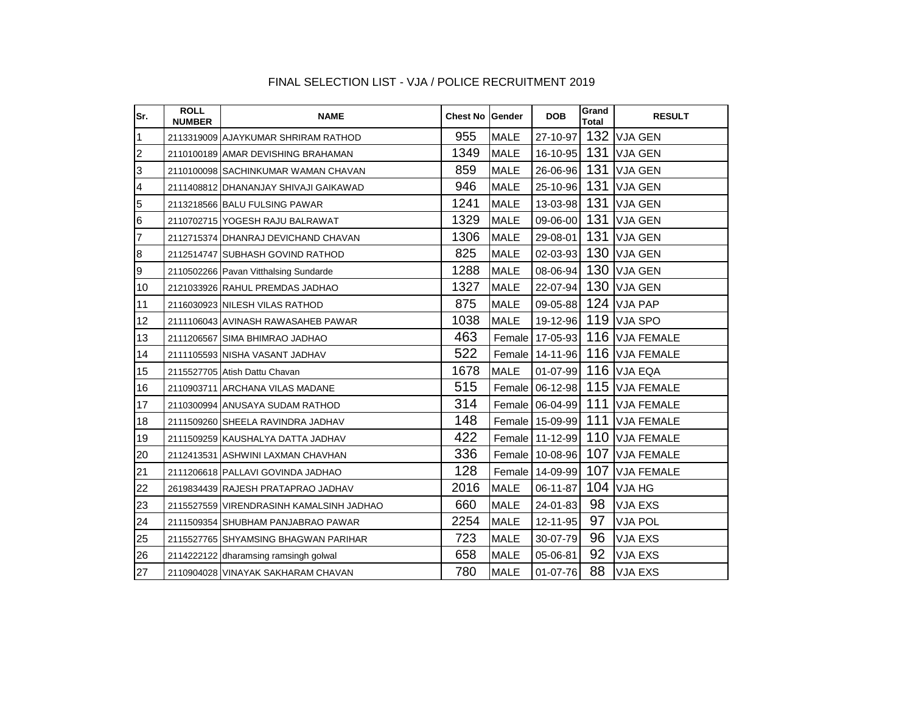FINAL SELECTION LIST - VJA / POLICE RECRUITMENT 2019

| Sr. | ROLL NUMBER | NAME | Chest No | Gender | DOB | Grand Total | RESULT |
|---|---|---|---|---|---|---|---|
| 1 | 2113319009 | AJAYKUMAR SHRIRAM RATHOD | 955 | MALE | 27-10-97 | 132 | VJA GEN |
| 2 | 2110100189 | AMAR DEVISHING BRAHAMAN | 1349 | MALE | 16-10-95 | 131 | VJA GEN |
| 3 | 2110100098 | SACHINKUMAR WAMAN CHAVAN | 859 | MALE | 26-06-96 | 131 | VJA GEN |
| 4 | 2111408812 | DHANANJAY SHIVAJI GAIKAWAD | 946 | MALE | 25-10-96 | 131 | VJA GEN |
| 5 | 2113218566 | BALU FULSING PAWAR | 1241 | MALE | 13-03-98 | 131 | VJA GEN |
| 6 | 2110702715 | YOGESH RAJU BALRAWAT | 1329 | MALE | 09-06-00 | 131 | VJA GEN |
| 7 | 2112715374 | DHANRAJ DEVICHAND CHAVAN | 1306 | MALE | 29-08-01 | 131 | VJA GEN |
| 8 | 2112514747 | SUBHASH GOVIND RATHOD | 825 | MALE | 02-03-93 | 130 | VJA GEN |
| 9 | 2110502266 | Pavan Vitthalsing Sundarde | 1288 | MALE | 08-06-94 | 130 | VJA GEN |
| 10 | 2121033926 | RAHUL PREMDAS JADHAO | 1327 | MALE | 22-07-94 | 130 | VJA GEN |
| 11 | 2116030923 | NILESH VILAS RATHOD | 875 | MALE | 09-05-88 | 124 | VJA PAP |
| 12 | 2111106043 | AVINASH RAWASAHEB PAWAR | 1038 | MALE | 19-12-96 | 119 | VJA SPO |
| 13 | 2111206567 | SIMA BHIMRAO JADHAO | 463 | Female | 17-05-93 | 116 | VJA FEMALE |
| 14 | 2111105593 | NISHA VASANT JADHAV | 522 | Female | 14-11-96 | 116 | VJA FEMALE |
| 15 | 2115527705 | Atish Dattu Chavan | 1678 | MALE | 01-07-99 | 116 | VJA EQA |
| 16 | 2110903711 | ARCHANA VILAS MADANE | 515 | Female | 06-12-98 | 115 | VJA FEMALE |
| 17 | 2110300994 | ANUSAYA SUDAM RATHOD | 314 | Female | 06-04-99 | 111 | VJA FEMALE |
| 18 | 2111509260 | SHEELA RAVINDRA JADHAV | 148 | Female | 15-09-99 | 111 | VJA FEMALE |
| 19 | 2111509259 | KAUSHALYA DATTA JADHAV | 422 | Female | 11-12-99 | 110 | VJA FEMALE |
| 20 | 2112413531 | ASHWINI LAXMAN CHAVHAN | 336 | Female | 10-08-96 | 107 | VJA FEMALE |
| 21 | 2111206618 | PALLAVI GOVINDA JADHAO | 128 | Female | 14-09-99 | 107 | VJA FEMALE |
| 22 | 2619834439 | RAJESH PRATAPRAO JADHAV | 2016 | MALE | 06-11-87 | 104 | VJA HG |
| 23 | 2115527559 | VIRENDRASINH KAMALSINH JADHAO | 660 | MALE | 24-01-83 | 98 | VJA EXS |
| 24 | 2111509354 | SHUBHAM PANJABRAO PAWAR | 2254 | MALE | 12-11-95 | 97 | VJA POL |
| 25 | 2115527765 | SHYAMSING BHAGWAN PARIHAR | 723 | MALE | 30-07-79 | 96 | VJA EXS |
| 26 | 2114222122 | dharamsing ramsingh golwal | 658 | MALE | 05-06-81 | 92 | VJA EXS |
| 27 | 2110904028 | VINAYAK SAKHARAM CHAVAN | 780 | MALE | 01-07-76 | 88 | VJA EXS |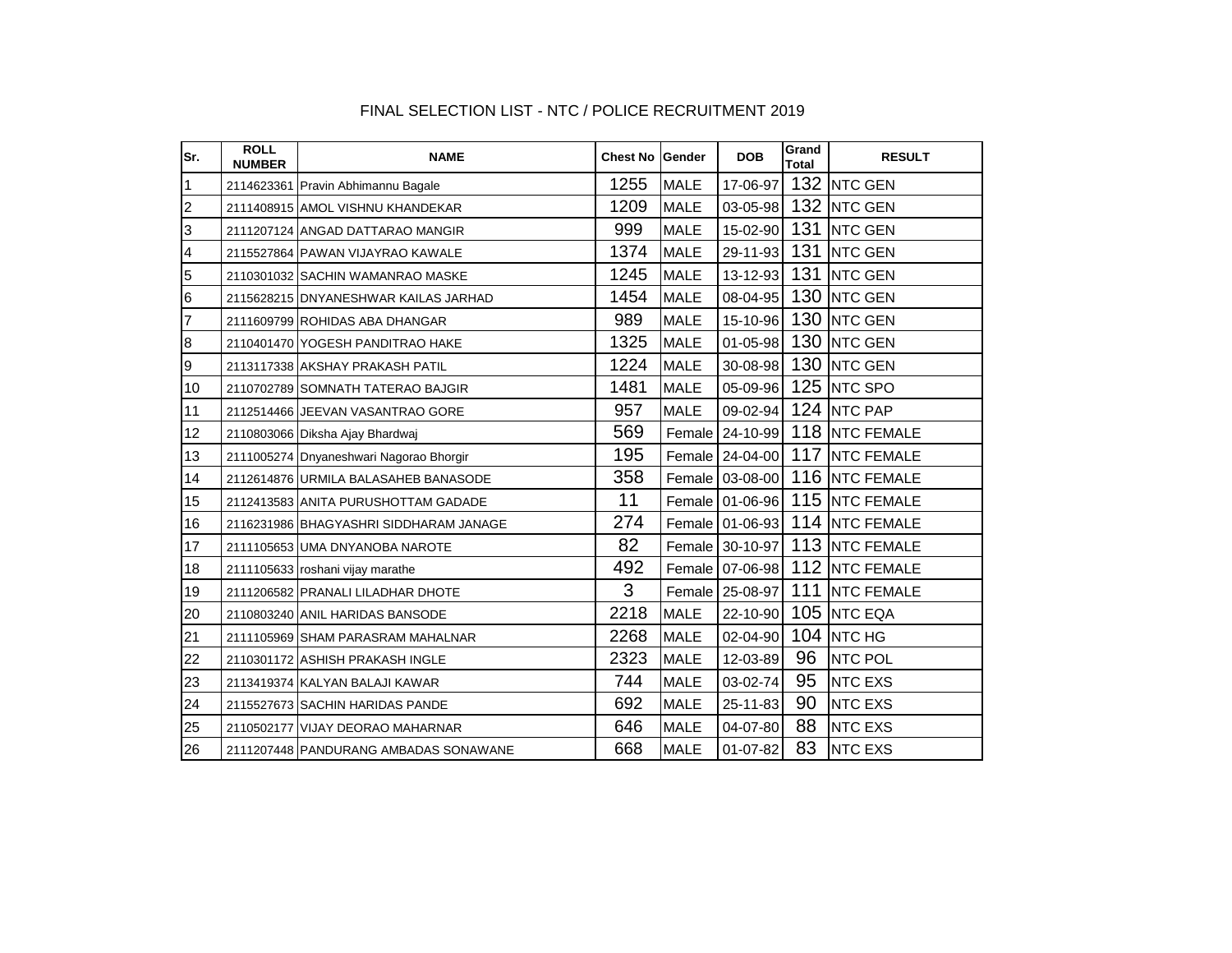FINAL SELECTION LIST - NTC / POLICE RECRUITMENT 2019

| Sr. | ROLL NUMBER | NAME | Chest No | Gender | DOB | Grand Total | RESULT |
|---|---|---|---|---|---|---|---|
| 1 | 2114623361 | Pravin Abhimannu Bagale | 1255 | MALE | 17-06-97 | 132 | NTC GEN |
| 2 | 2111408915 | AMOL VISHNU KHANDEKAR | 1209 | MALE | 03-05-98 | 132 | NTC GEN |
| 3 | 2111207124 | ANGAD DATTARAO MANGIR | 999 | MALE | 15-02-90 | 131 | NTC GEN |
| 4 | 2115527864 | PAWAN VIJAYRAO KAWALE | 1374 | MALE | 29-11-93 | 131 | NTC GEN |
| 5 | 2110301032 | SACHIN WAMANRAO MASKE | 1245 | MALE | 13-12-93 | 131 | NTC GEN |
| 6 | 2115628215 | DNYANESHWAR KAILAS JARHAD | 1454 | MALE | 08-04-95 | 130 | NTC GEN |
| 7 | 2111609799 | ROHIDAS ABA DHANGAR | 989 | MALE | 15-10-96 | 130 | NTC GEN |
| 8 | 2110401470 | YOGESH PANDITRAO HAKE | 1325 | MALE | 01-05-98 | 130 | NTC GEN |
| 9 | 2113117338 | AKSHAY PRAKASH PATIL | 1224 | MALE | 30-08-98 | 130 | NTC GEN |
| 10 | 2110702789 | SOMNATH TATERAO BAJGIR | 1481 | MALE | 05-09-96 | 125 | NTC SPO |
| 11 | 2112514466 | JEEVAN VASANTRAO GORE | 957 | MALE | 09-02-94 | 124 | NTC PAP |
| 12 | 2110803066 | Diksha Ajay Bhardwaj | 569 | Female | 24-10-99 | 118 | NTC FEMALE |
| 13 | 2111005274 | Dnyaneshwari Nagorao Bhorgir | 195 | Female | 24-04-00 | 117 | NTC FEMALE |
| 14 | 2112614876 | URMILA BALASAHEB BANASODE | 358 | Female | 03-08-00 | 116 | NTC FEMALE |
| 15 | 2112413583 | ANITA PURUSHOTTAM GADADE | 11 | Female | 01-06-96 | 115 | NTC FEMALE |
| 16 | 2116231986 | BHAGYASHRI SIDDHARAM JANAGE | 274 | Female | 01-06-93 | 114 | NTC FEMALE |
| 17 | 2111105653 | UMA DNYANOBA NAROTE | 82 | Female | 30-10-97 | 113 | NTC FEMALE |
| 18 | 2111105633 | roshani vijay marathe | 492 | Female | 07-06-98 | 112 | NTC FEMALE |
| 19 | 2111206582 | PRANALI LILADHAR DHOTE | 3 | Female | 25-08-97 | 111 | NTC FEMALE |
| 20 | 2110803240 | ANIL HARIDAS BANSODE | 2218 | MALE | 22-10-90 | 105 | NTC EQA |
| 21 | 2111105969 | SHAM PARASRAM MAHALNAR | 2268 | MALE | 02-04-90 | 104 | NTC HG |
| 22 | 2110301172 | ASHISH PRAKASH INGLE | 2323 | MALE | 12-03-89 | 96 | NTC POL |
| 23 | 2113419374 | KALYAN BALAJI KAWAR | 744 | MALE | 03-02-74 | 95 | NTC EXS |
| 24 | 2115527673 | SACHIN HARIDAS PANDE | 692 | MALE | 25-11-83 | 90 | NTC EXS |
| 25 | 2110502177 | VIJAY DEORAO MAHARNAR | 646 | MALE | 04-07-80 | 88 | NTC EXS |
| 26 | 2111207448 | PANDURANG AMBADAS SONAWANE | 668 | MALE | 01-07-82 | 83 | NTC EXS |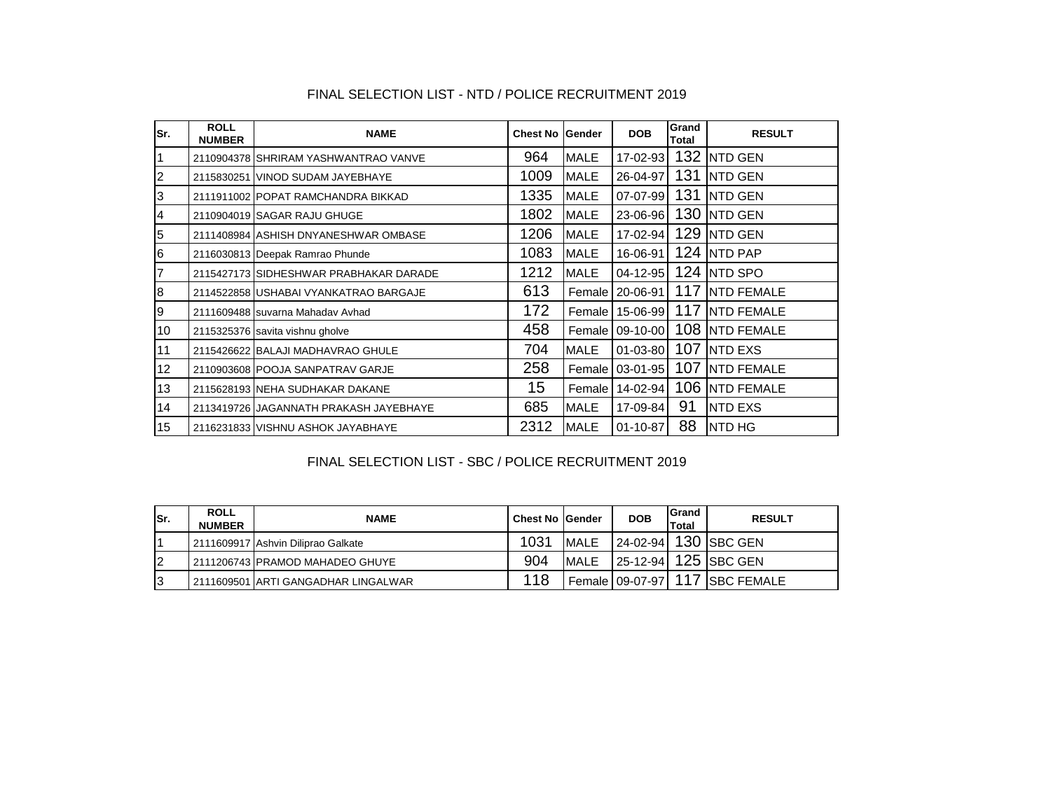## FINAL SELECTION LIST - NTD / POLICE RECRUITMENT 2019

| Sr. | ROLL NUMBER | NAME | Chest No | Gender | DOB | Grand Total | RESULT |
|---|---|---|---|---|---|---|---|
| 1 | 2110904378 | SHRIRAM YASHWANTRAO VANVE | 964 | MALE | 17-02-93 | 132 | NTD GEN |
| 2 | 2115830251 | VINOD SUDAM JAYEBHAYE | 1009 | MALE | 26-04-97 | 131 | NTD GEN |
| 3 | 2111911002 | POPAT RAMCHANDRA BIKKAD | 1335 | MALE | 07-07-99 | 131 | NTD GEN |
| 4 | 2110904019 | SAGAR RAJU GHUGE | 1802 | MALE | 23-06-96 | 130 | NTD GEN |
| 5 | 2111408984 | ASHISH DNYANESHWAR OMBASE | 1206 | MALE | 17-02-94 | 129 | NTD GEN |
| 6 | 2116030813 | Deepak Ramrao Phunde | 1083 | MALE | 16-06-91 | 124 | NTD PAP |
| 7 | 2115427173 | SIDHESHWAR PRABHAKAR DARADE | 1212 | MALE | 04-12-95 | 124 | NTD SPO |
| 8 | 2114522858 | USHABAI VYANKATRAO BARGAJE | 613 | Female | 20-06-91 | 117 | NTD FEMALE |
| 9 | 2111609488 | suvarna Mahadav Avhad | 172 | Female | 15-06-99 | 117 | NTD FEMALE |
| 10 | 2115325376 | savita vishnu gholve | 458 | Female | 09-10-00 | 108 | NTD FEMALE |
| 11 | 2115426622 | BALAJI MADHAVRAO GHULE | 704 | MALE | 01-03-80 | 107 | NTD EXS |
| 12 | 2110903608 | POOJA SANPATRAV GARJE | 258 | Female | 03-01-95 | 107 | NTD FEMALE |
| 13 | 2115628193 | NEHA SUDHAKAR DAKANE | 15 | Female | 14-02-94 | 106 | NTD FEMALE |
| 14 | 2113419726 | JAGANNATH PRAKASH JAYEBHAYE | 685 | MALE | 17-09-84 | 91 | NTD EXS |
| 15 | 2116231833 | VISHNU ASHOK JAYABHAYE | 2312 | MALE | 01-10-87 | 88 | NTD HG |

## FINAL SELECTION LIST - SBC / POLICE RECRUITMENT 2019

| Sr. | ROLL NUMBER | NAME | Chest No | Gender | DOB | Grand Total | RESULT |
|---|---|---|---|---|---|---|---|
| 1 | 2111609917 | Ashvin Diliprao Galkate | 1031 | MALE | 24-02-94 | 130 | SBC GEN |
| 2 | 2111206743 | PRAMOD MAHADEO GHUYE | 904 | MALE | 25-12-94 | 125 | SBC GEN |
| 3 | 2111609501 | ARTI GANGADHAR LINGALWAR | 118 | Female | 09-07-97 | 117 | SBC FEMALE |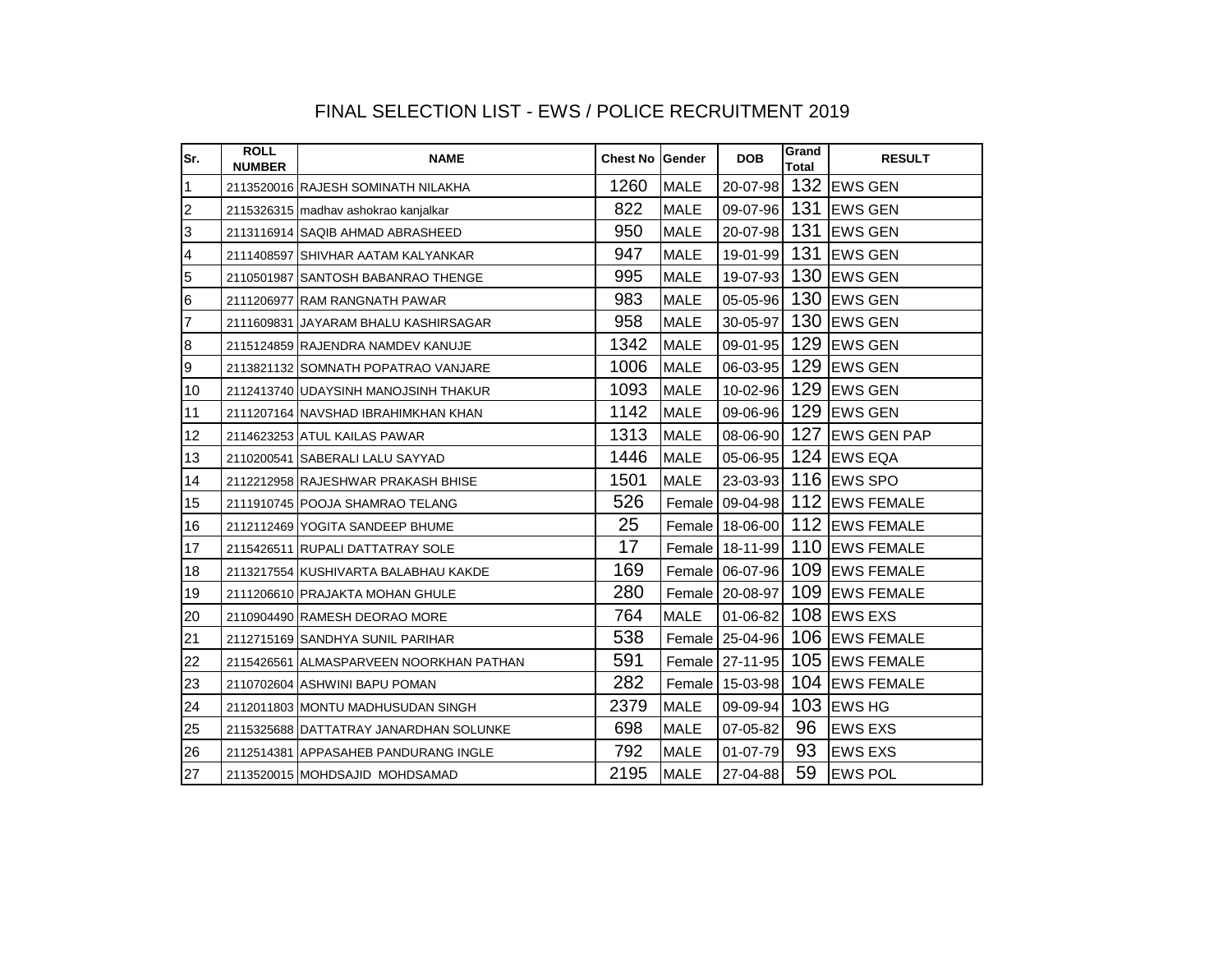# FINAL SELECTION LIST - EWS / POLICE RECRUITMENT 2019

| Sr. | ROLL NUMBER | NAME | Chest No | Gender | DOB | Grand Total | RESULT |
|---|---|---|---|---|---|---|---|
| 1 | 2113520016 | RAJESH SOMINATH NILAKHA | 1260 | MALE | 20-07-98 | 132 | EWS GEN |
| 2 | 2115326315 | madhav ashokrao kanjalkar | 822 | MALE | 09-07-96 | 131 | EWS GEN |
| 3 | 2113116914 | SAQIB AHMAD ABRASHEED | 950 | MALE | 20-07-98 | 131 | EWS GEN |
| 4 | 2111408597 | SHIVHAR AATAM KALYANKAR | 947 | MALE | 19-01-99 | 131 | EWS GEN |
| 5 | 2110501987 | SANTOSH BABANRAO THENGE | 995 | MALE | 19-07-93 | 130 | EWS GEN |
| 6 | 2111206977 | RAM RANGNATH PAWAR | 983 | MALE | 05-05-96 | 130 | EWS GEN |
| 7 | 2111609831 | JAYARAM BHALU KASHIRSAGAR | 958 | MALE | 30-05-97 | 130 | EWS GEN |
| 8 | 2115124859 | RAJENDRA NAMDEV KANUJE | 1342 | MALE | 09-01-95 | 129 | EWS GEN |
| 9 | 2113821132 | SOMNATH POPATRAO VANJARE | 1006 | MALE | 06-03-95 | 129 | EWS GEN |
| 10 | 2112413740 | UDAYSINH MANOJSINH THAKUR | 1093 | MALE | 10-02-96 | 129 | EWS GEN |
| 11 | 2111207164 | NAVSHAD IBRAHIMKHAN KHAN | 1142 | MALE | 09-06-96 | 129 | EWS GEN |
| 12 | 2114623253 | ATUL KAILAS PAWAR | 1313 | MALE | 08-06-90 | 127 | EWS GEN PAP |
| 13 | 2110200541 | SABERALI LALU SAYYAD | 1446 | MALE | 05-06-95 | 124 | EWS EQA |
| 14 | 2112212958 | RAJESHWAR PRAKASH BHISE | 1501 | MALE | 23-03-93 | 116 | EWS SPO |
| 15 | 2111910745 | POOJA SHAMRAO TELANG | 526 | Female | 09-04-98 | 112 | EWS FEMALE |
| 16 | 2112112469 | YOGITA SANDEEP BHUME | 25 | Female | 18-06-00 | 112 | EWS FEMALE |
| 17 | 2115426511 | RUPALI DATTATRAY SOLE | 17 | Female | 18-11-99 | 110 | EWS FEMALE |
| 18 | 2113217554 | KUSHIVARTA BALABHAU KAKDE | 169 | Female | 06-07-96 | 109 | EWS FEMALE |
| 19 | 2111206610 | PRAJAKTA MOHAN GHULE | 280 | Female | 20-08-97 | 109 | EWS FEMALE |
| 20 | 2110904490 | RAMESH DEORAO MORE | 764 | MALE | 01-06-82 | 108 | EWS EXS |
| 21 | 2112715169 | SANDHYA SUNIL PARIHAR | 538 | Female | 25-04-96 | 106 | EWS FEMALE |
| 22 | 2115426561 | ALMASPARVEEN NOORKHAN PATHAN | 591 | Female | 27-11-95 | 105 | EWS FEMALE |
| 23 | 2110702604 | ASHWINI BAPU POMAN | 282 | Female | 15-03-98 | 104 | EWS FEMALE |
| 24 | 2112011803 | MONTU MADHUSUDAN SINGH | 2379 | MALE | 09-09-94 | 103 | EWS HG |
| 25 | 2115325688 | DATTATRAY JANARDHAN SOLUNKE | 698 | MALE | 07-05-82 | 96 | EWS EXS |
| 26 | 2112514381 | APPASAHEB PANDURANG INGLE | 792 | MALE | 01-07-79 | 93 | EWS EXS |
| 27 | 2113520015 | MOHDSAJID MOHDSAMAD | 2195 | MALE | 27-04-88 | 59 | EWS POL |